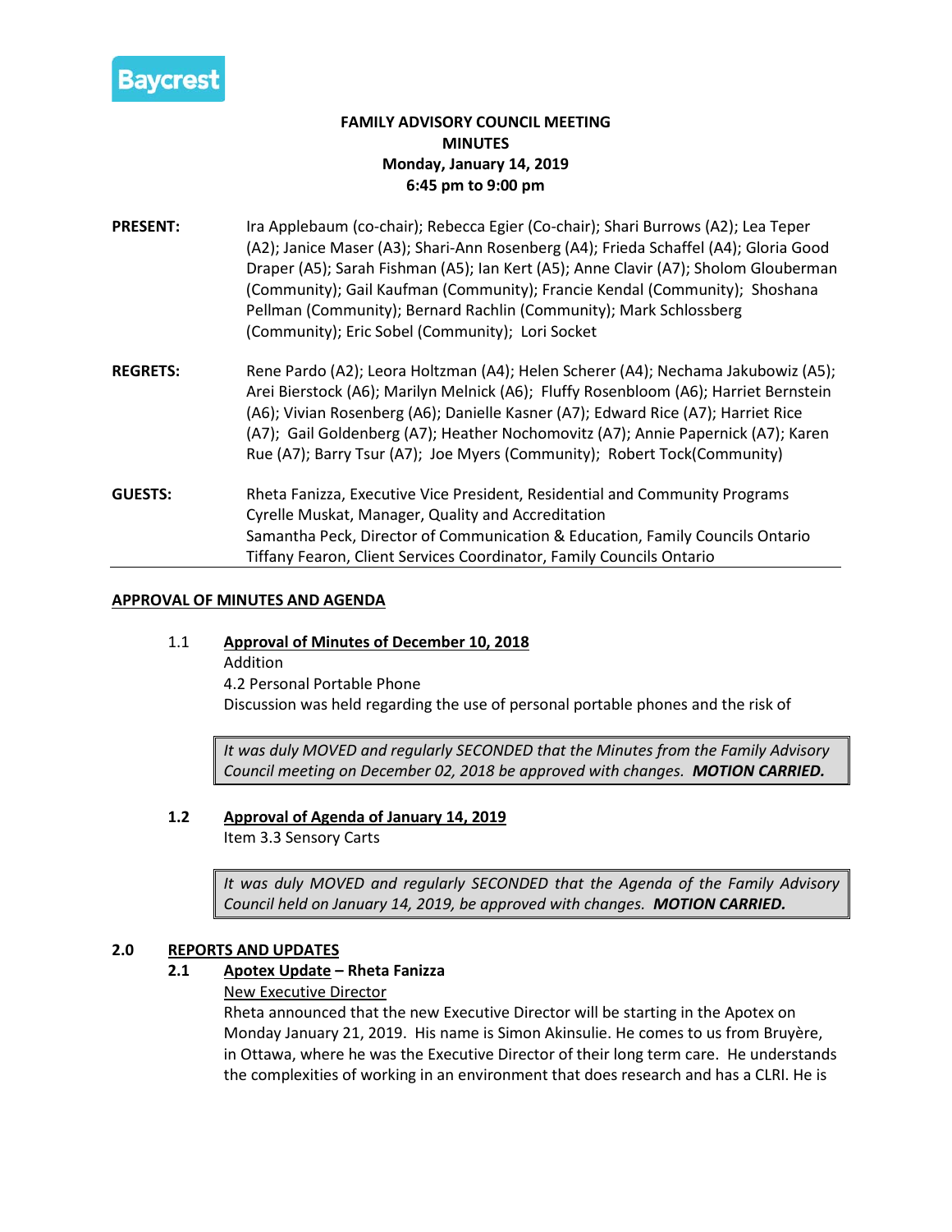Baycrest

**FAMILY ADVISORY COUNCIL MEETING**
**MINUTES**
**Monday, January 14, 2019**
**6:45 pm to 9:00 pm**

**PRESENT:** Ira Applebaum (co-chair); Rebecca Egier (Co-chair); Shari Burrows (A2); Lea Teper (A2); Janice Maser (A3); Shari-Ann Rosenberg (A4); Frieda Schaffel (A4); Gloria Good Draper (A5); Sarah Fishman (A5); Ian Kert (A5); Anne Clavir (A7); Sholom Glouberman (Community); Gail Kaufman (Community); Francie Kendal (Community); Shoshana Pellman (Community); Bernard Rachlin (Community); Mark Schlossberg (Community); Eric Sobel (Community); Lori Socket

**REGRETS:** Rene Pardo (A2); Leora Holtzman (A4); Helen Scherer (A4); Nechama Jakubowiz (A5); Arei Bierstock (A6); Marilyn Melnick (A6); Fluffy Rosenbloom (A6); Harriet Bernstein (A6); Vivian Rosenberg (A6); Danielle Kasner (A7); Edward Rice (A7); Harriet Rice (A7); Gail Goldenberg (A7); Heather Nochomovitz (A7); Annie Papernick (A7); Karen Rue (A7); Barry Tsur (A7); Joe Myers (Community); Robert Tock(Community)

**GUESTS:** Rheta Fanizza, Executive Vice President, Residential and Community Programs
Cyrelle Muskat, Manager, Quality and Accreditation
Samantha Peck, Director of Communication & Education, Family Councils Ontario
Tiffany Fearon, Client Services Coordinator, Family Councils Ontario

---

## APPROVAL OF MINUTES AND AGENDA

### 1.1 Approval of Minutes of December 10, 2018

Addition
4.2 Personal Portable Phone
Discussion was held regarding the use of personal portable phones and the risk of

> *It was duly MOVED and regularly SECONDED that the Minutes from the Family Advisory Council meeting on December 02, 2018 be approved with changes.* ***MOTION CARRIED.***

### 1.2 Approval of Agenda of January 14, 2019

Item 3.3 Sensory Carts

> *It was duly MOVED and regularly SECONDED that the Agenda of the Family Advisory Council held on January 14, 2019, be approved with changes.* ***MOTION CARRIED.***

## 2.0 REPORTS AND UPDATES

### 2.1 Apotex Update – Rheta Fanizza

New Executive Director

Rheta announced that the new Executive Director will be starting in the Apotex on Monday January 21, 2019. His name is Simon Akinsulie. He comes to us from Bruyère, in Ottawa, where he was the Executive Director of their long term care. He understands the complexities of working in an environment that does research and has a CLRI. He is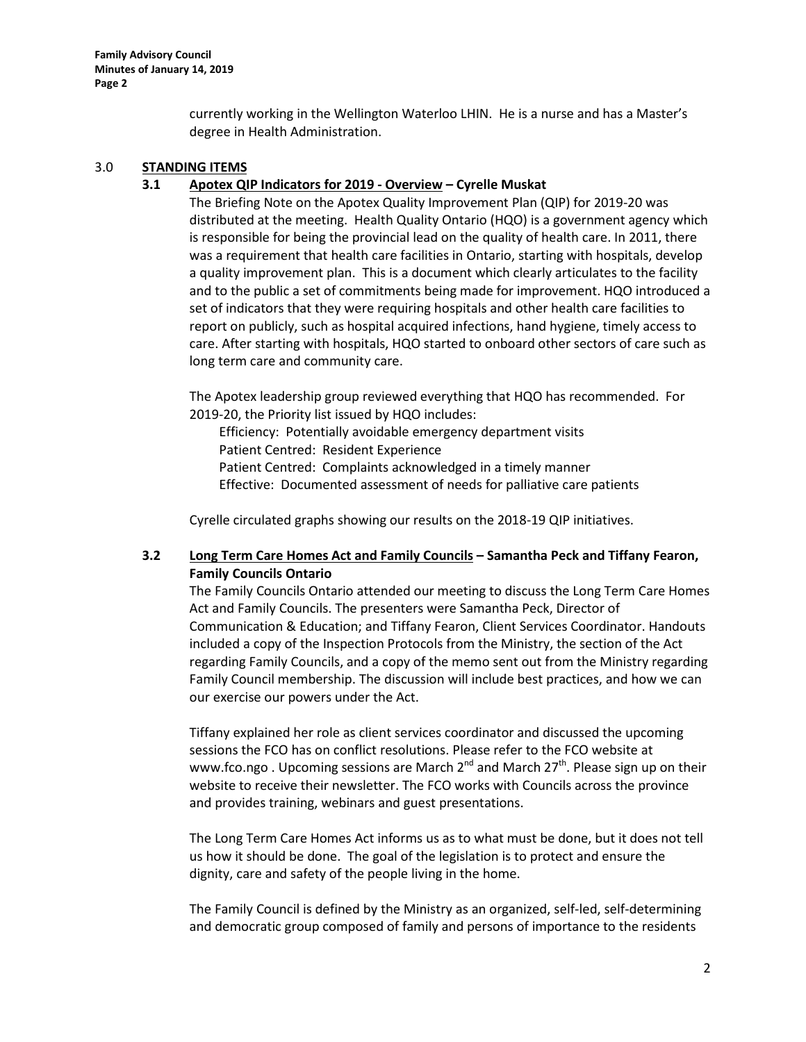currently working in the Wellington Waterloo LHIN. He is a nurse and has a Master's degree in Health Administration.

## 3.0 STANDING ITEMS

### 3.1 Apotex QIP Indicators for 2019 - Overview – Cyrelle Muskat

The Briefing Note on the Apotex Quality Improvement Plan (QIP) for 2019-20 was distributed at the meeting. Health Quality Ontario (HQO) is a government agency which is responsible for being the provincial lead on the quality of health care. In 2011, there was a requirement that health care facilities in Ontario, starting with hospitals, develop a quality improvement plan. This is a document which clearly articulates to the facility and to the public a set of commitments being made for improvement. HQO introduced a set of indicators that they were requiring hospitals and other health care facilities to report on publicly, such as hospital acquired infections, hand hygiene, timely access to care. After starting with hospitals, HQO started to onboard other sectors of care such as long term care and community care.

The Apotex leadership group reviewed everything that HQO has recommended. For 2019-20, the Priority list issued by HQO includes:

Efficiency: Potentially avoidable emergency department visits
Patient Centred: Resident Experience
Patient Centred: Complaints acknowledged in a timely manner
Effective: Documented assessment of needs for palliative care patients

Cyrelle circulated graphs showing our results on the 2018-19 QIP initiatives.

### 3.2 Long Term Care Homes Act and Family Councils – Samantha Peck and Tiffany Fearon, Family Councils Ontario

The Family Councils Ontario attended our meeting to discuss the Long Term Care Homes Act and Family Councils. The presenters were Samantha Peck, Director of Communication & Education; and Tiffany Fearon, Client Services Coordinator. Handouts included a copy of the Inspection Protocols from the Ministry, the section of the Act regarding Family Councils, and a copy of the memo sent out from the Ministry regarding Family Council membership. The discussion will include best practices, and how we can our exercise our powers under the Act.

Tiffany explained her role as client services coordinator and discussed the upcoming sessions the FCO has on conflict resolutions. Please refer to the FCO website at www.fco.ngo . Upcoming sessions are March 2nd and March 27th. Please sign up on their website to receive their newsletter. The FCO works with Councils across the province and provides training, webinars and guest presentations.

The Long Term Care Homes Act informs us as to what must be done, but it does not tell us how it should be done. The goal of the legislation is to protect and ensure the dignity, care and safety of the people living in the home.

The Family Council is defined by the Ministry as an organized, self-led, self-determining and democratic group composed of family and persons of importance to the residents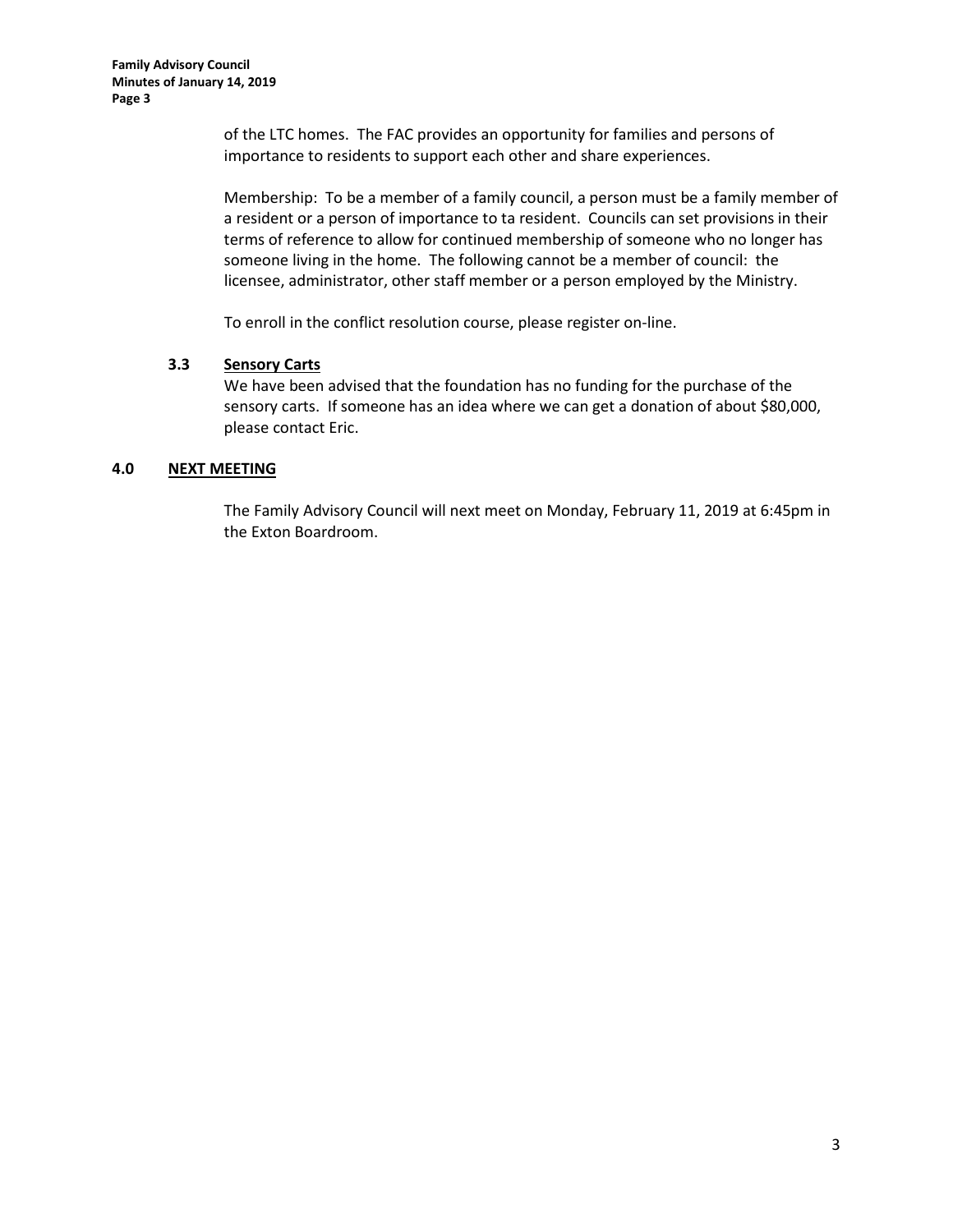of the LTC homes. The FAC provides an opportunity for families and persons of importance to residents to support each other and share experiences.

Membership: To be a member of a family council, a person must be a family member of a resident or a person of importance to ta resident. Councils can set provisions in their terms of reference to allow for continued membership of someone who no longer has someone living in the home. The following cannot be a member of council: the licensee, administrator, other staff member or a person employed by the Ministry.

To enroll in the conflict resolution course, please register on-line.

### 3.3 Sensory Carts

We have been advised that the foundation has no funding for the purchase of the sensory carts. If someone has an idea where we can get a donation of about $80,000, please contact Eric.

## 4.0 NEXT MEETING

The Family Advisory Council will next meet on Monday, February 11, 2019 at 6:45pm in the Exton Boardroom.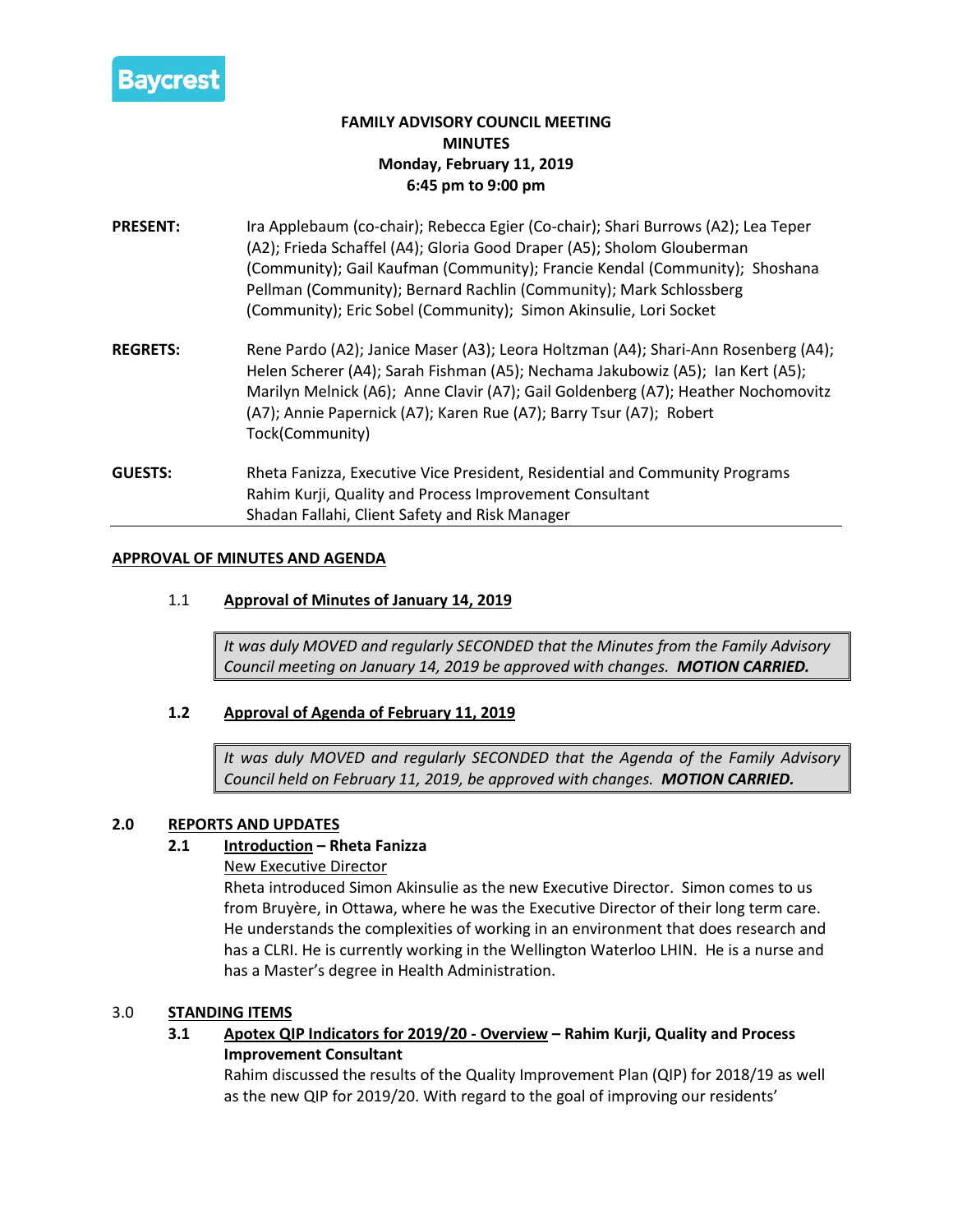Baycrest

**FAMILY ADVISORY COUNCIL MEETING**
**MINUTES**
**Monday, February 11, 2019**
**6:45 pm to 9:00 pm**

**PRESENT:** Ira Applebaum (co-chair); Rebecca Egier (Co-chair); Shari Burrows (A2); Lea Teper (A2); Frieda Schaffel (A4); Gloria Good Draper (A5); Sholom Glouberman (Community); Gail Kaufman (Community); Francie Kendal (Community); Shoshana Pellman (Community); Bernard Rachlin (Community); Mark Schlossberg (Community); Eric Sobel (Community); Simon Akinsulie, Lori Socket

**REGRETS:** Rene Pardo (A2); Janice Maser (A3); Leora Holtzman (A4); Shari-Ann Rosenberg (A4); Helen Scherer (A4); Sarah Fishman (A5); Nechama Jakubowiz (A5); Ian Kert (A5); Marilyn Melnick (A6); Anne Clavir (A7); Gail Goldenberg (A7); Heather Nochomovitz (A7); Annie Papernick (A7); Karen Rue (A7); Barry Tsur (A7); Robert Tock(Community)

**GUESTS:** Rheta Fanizza, Executive Vice President, Residential and Community Programs
Rahim Kurji, Quality and Process Improvement Consultant
Shadan Fallahi, Client Safety and Risk Manager

---

## APPROVAL OF MINUTES AND AGENDA

### 1.1 Approval of Minutes of January 14, 2019

*It was duly MOVED and regularly SECONDED that the Minutes from the Family Advisory Council meeting on January 14, 2019 be approved with changes.* ***MOTION CARRIED.***

### 1.2 Approval of Agenda of February 11, 2019

*It was duly MOVED and regularly SECONDED that the Agenda of the Family Advisory Council held on February 11, 2019, be approved with changes.* ***MOTION CARRIED.***

## 2.0 REPORTS AND UPDATES

### 2.1 Introduction – Rheta Fanizza

New Executive Director

Rheta introduced Simon Akinsulie as the new Executive Director. Simon comes to us from Bruyère, in Ottawa, where he was the Executive Director of their long term care. He understands the complexities of working in an environment that does research and has a CLRI. He is currently working in the Wellington Waterloo LHIN. He is a nurse and has a Master's degree in Health Administration.

## 3.0 STANDING ITEMS

### 3.1 Apotex QIP Indicators for 2019/20 - Overview – Rahim Kurji, Quality and Process Improvement Consultant

Rahim discussed the results of the Quality Improvement Plan (QIP) for 2018/19 as well as the new QIP for 2019/20. With regard to the goal of improving our residents'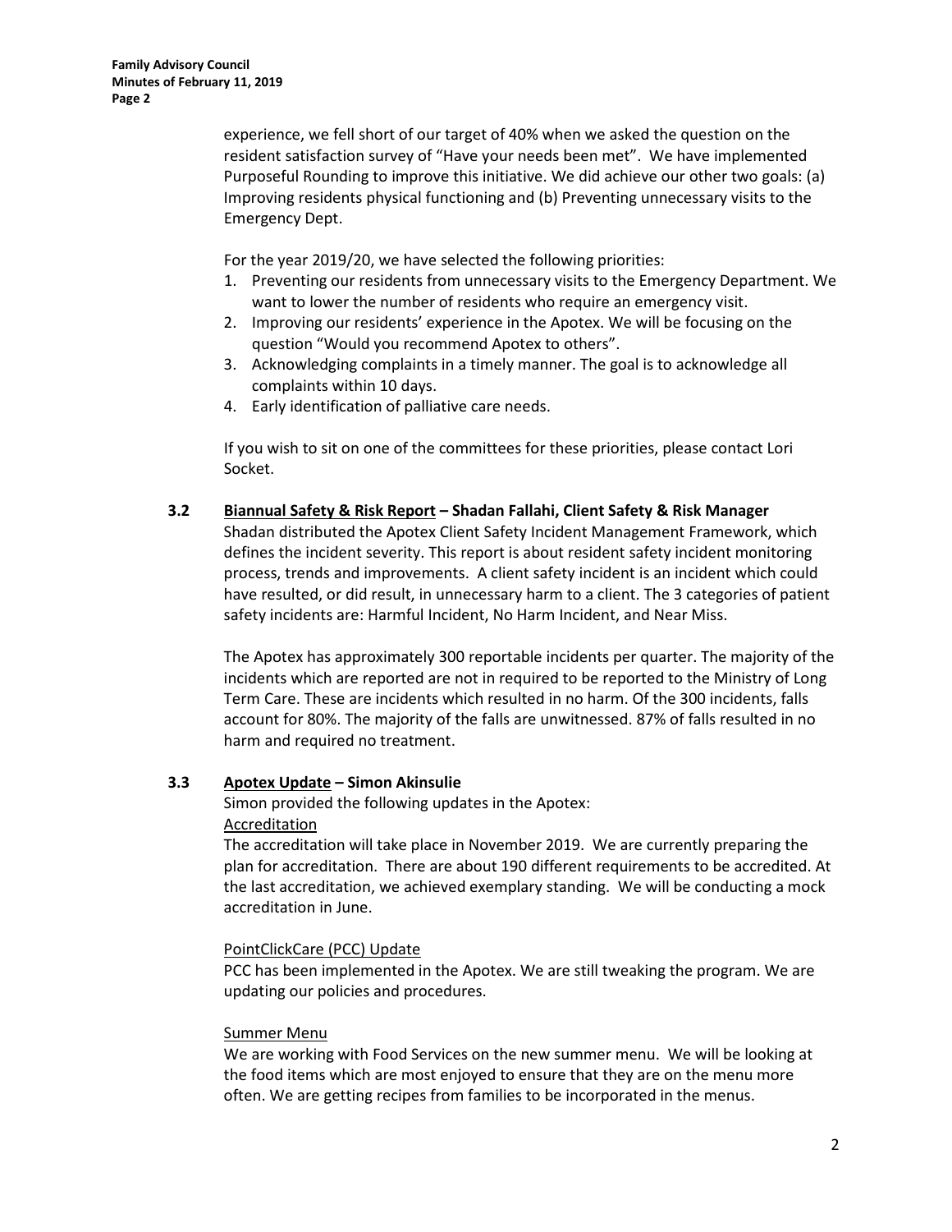experience, we fell short of our target of 40% when we asked the question on the resident satisfaction survey of "Have your needs been met". We have implemented Purposeful Rounding to improve this initiative. We did achieve our other two goals: (a) Improving residents physical functioning and (b) Preventing unnecessary visits to the Emergency Dept.

For the year 2019/20, we have selected the following priorities:

1. Preventing our residents from unnecessary visits to the Emergency Department. We want to lower the number of residents who require an emergency visit.
2. Improving our residents' experience in the Apotex. We will be focusing on the question "Would you recommend Apotex to others".
3. Acknowledging complaints in a timely manner. The goal is to acknowledge all complaints within 10 days.
4. Early identification of palliative care needs.

If you wish to sit on one of the committees for these priorities, please contact Lori Socket.

### 3.2 Biannual Safety & Risk Report – Shadan Fallahi, Client Safety & Risk Manager

Shadan distributed the Apotex Client Safety Incident Management Framework, which defines the incident severity. This report is about resident safety incident monitoring process, trends and improvements. A client safety incident is an incident which could have resulted, or did result, in unnecessary harm to a client. The 3 categories of patient safety incidents are: Harmful Incident, No Harm Incident, and Near Miss.

The Apotex has approximately 300 reportable incidents per quarter. The majority of the incidents which are reported are not in required to be reported to the Ministry of Long Term Care. These are incidents which resulted in no harm. Of the 300 incidents, falls account for 80%. The majority of the falls are unwitnessed. 87% of falls resulted in no harm and required no treatment.

### 3.3 Apotex Update – Simon Akinsulie

Simon provided the following updates in the Apotex:

Accreditation

The accreditation will take place in November 2019. We are currently preparing the plan for accreditation. There are about 190 different requirements to be accredited. At the last accreditation, we achieved exemplary standing. We will be conducting a mock accreditation in June.

PointClickCare (PCC) Update

PCC has been implemented in the Apotex. We are still tweaking the program. We are updating our policies and procedures.

Summer Menu

We are working with Food Services on the new summer menu. We will be looking at the food items which are most enjoyed to ensure that they are on the menu more often. We are getting recipes from families to be incorporated in the menus.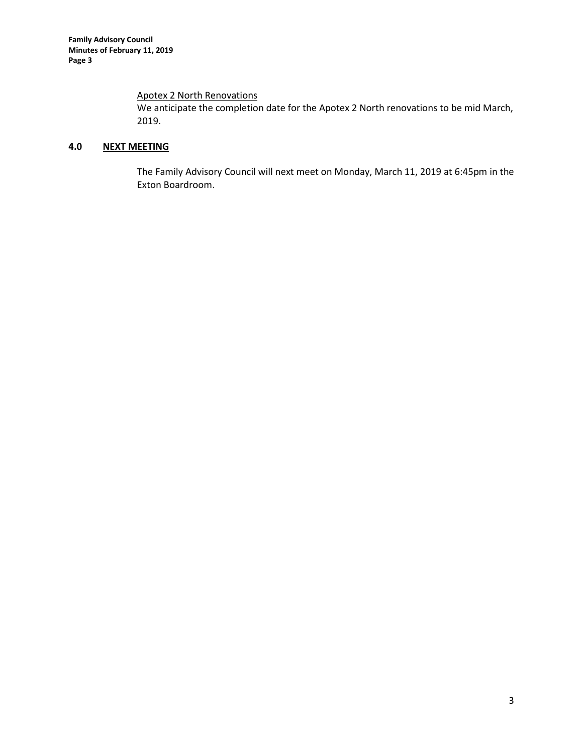Apotex 2 North Renovations

We anticipate the completion date for the Apotex 2 North renovations to be mid March, 2019.

## 4.0 NEXT MEETING

The Family Advisory Council will next meet on Monday, March 11, 2019 at 6:45pm in the Exton Boardroom.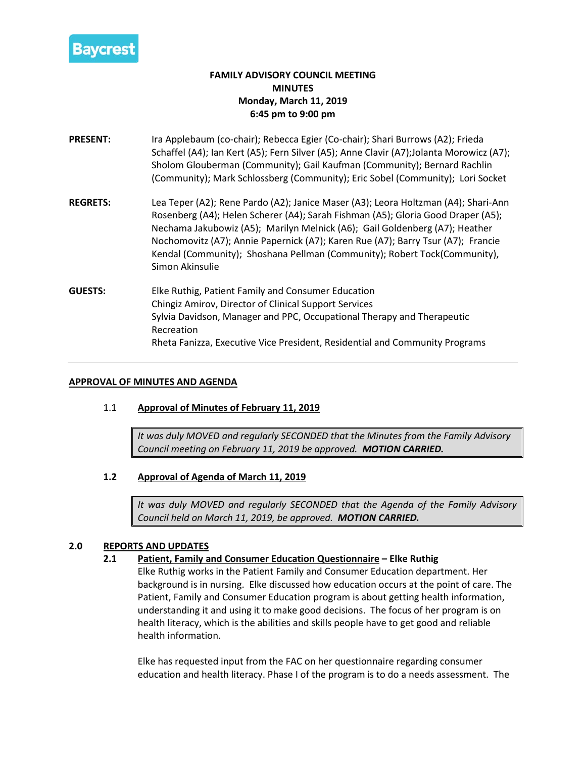Baycrest

**FAMILY ADVISORY COUNCIL MEETING**
**MINUTES**
**Monday, March 11, 2019**
**6:45 pm to 9:00 pm**

**PRESENT:** Ira Applebaum (co-chair); Rebecca Egier (Co-chair); Shari Burrows (A2); Frieda Schaffel (A4); Ian Kert (A5); Fern Silver (A5); Anne Clavir (A7);Jolanta Morowicz (A7); Sholom Glouberman (Community); Gail Kaufman (Community); Bernard Rachlin (Community); Mark Schlossberg (Community); Eric Sobel (Community); Lori Socket

**REGRETS:** Lea Teper (A2); Rene Pardo (A2); Janice Maser (A3); Leora Holtzman (A4); Shari-Ann Rosenberg (A4); Helen Scherer (A4); Sarah Fishman (A5); Gloria Good Draper (A5); Nechama Jakubowiz (A5); Marilyn Melnick (A6); Gail Goldenberg (A7); Heather Nochomovitz (A7); Annie Papernick (A7); Karen Rue (A7); Barry Tsur (A7); Francie Kendal (Community); Shoshana Pellman (Community); Robert Tock(Community), Simon Akinsulie

**GUESTS:** Elke Ruthig, Patient Family and Consumer Education
Chingiz Amirov, Director of Clinical Support Services
Sylvia Davidson, Manager and PPC, Occupational Therapy and Therapeutic Recreation
Rheta Fanizza, Executive Vice President, Residential and Community Programs

---

## APPROVAL OF MINUTES AND AGENDA

### 1.1 Approval of Minutes of February 11, 2019

*It was duly MOVED and regularly SECONDED that the Minutes from the Family Advisory Council meeting on February 11, 2019 be approved.* ***MOTION CARRIED.***

### 1.2 Approval of Agenda of March 11, 2019

*It was duly MOVED and regularly SECONDED that the Agenda of the Family Advisory Council held on March 11, 2019, be approved.* ***MOTION CARRIED.***

## 2.0 REPORTS AND UPDATES

### 2.1 Patient, Family and Consumer Education Questionnaire – Elke Ruthig

Elke Ruthig works in the Patient Family and Consumer Education department. Her background is in nursing. Elke discussed how education occurs at the point of care. The Patient, Family and Consumer Education program is about getting health information, understanding it and using it to make good decisions. The focus of her program is on health literacy, which is the abilities and skills people have to get good and reliable health information.

Elke has requested input from the FAC on her questionnaire regarding consumer education and health literacy. Phase I of the program is to do a needs assessment. The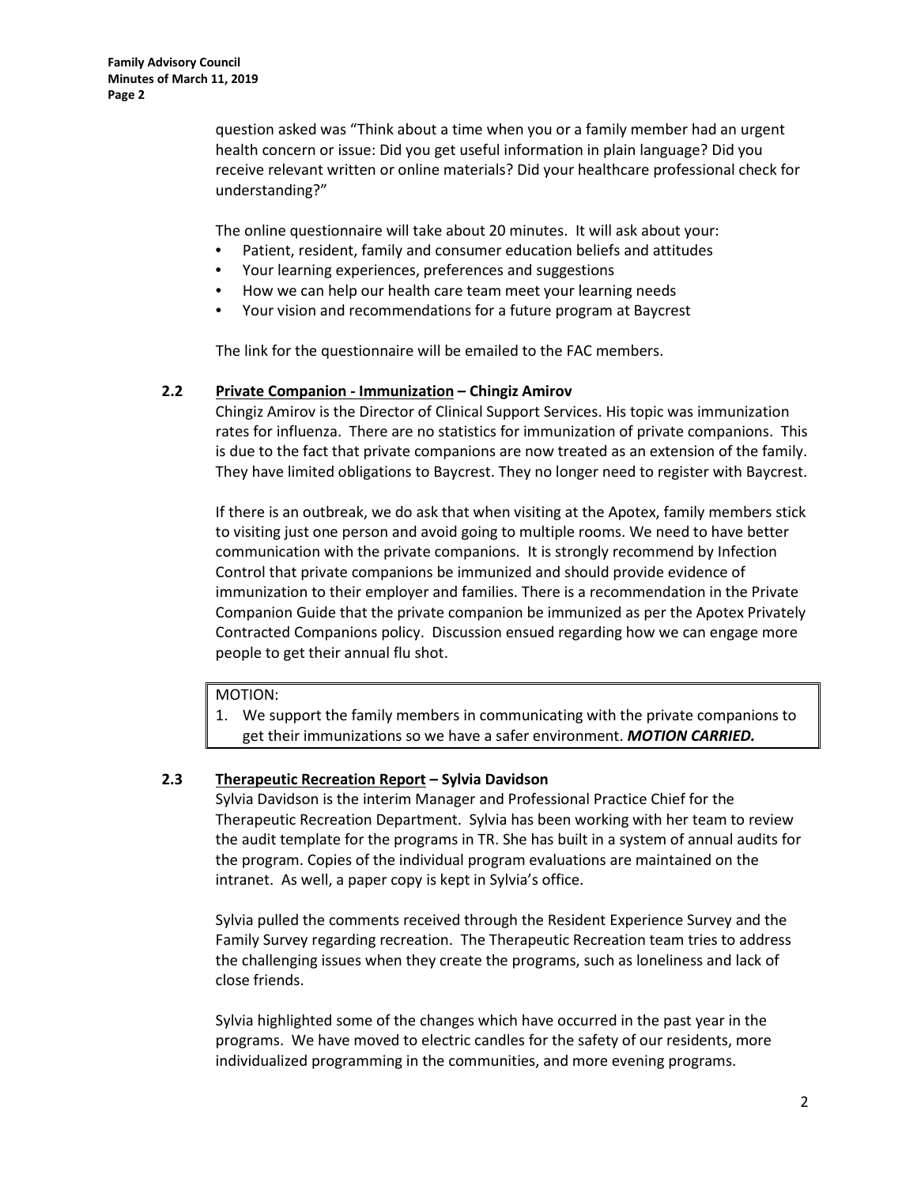question asked was "Think about a time when you or a family member had an urgent health concern or issue: Did you get useful information in plain language? Did you receive relevant written or online materials? Did your healthcare professional check for understanding?"

The online questionnaire will take about 20 minutes. It will ask about your:

- Patient, resident, family and consumer education beliefs and attitudes
- Your learning experiences, preferences and suggestions
- How we can help our health care team meet your learning needs
- Your vision and recommendations for a future program at Baycrest

The link for the questionnaire will be emailed to the FAC members.

### 2.2 Private Companion - Immunization – Chingiz Amirov

Chingiz Amirov is the Director of Clinical Support Services. His topic was immunization rates for influenza. There are no statistics for immunization of private companions. This is due to the fact that private companions are now treated as an extension of the family. They have limited obligations to Baycrest. They no longer need to register with Baycrest.

If there is an outbreak, we do ask that when visiting at the Apotex, family members stick to visiting just one person and avoid going to multiple rooms. We need to have better communication with the private companions. It is strongly recommend by Infection Control that private companions be immunized and should provide evidence of immunization to their employer and families. There is a recommendation in the Private Companion Guide that the private companion be immunized as per the Apotex Privately Contracted Companions policy. Discussion ensued regarding how we can engage more people to get their annual flu shot.

MOTION:

1. We support the family members in communicating with the private companions to get their immunizations so we have a safer environment. ***MOTION CARRIED.***

### 2.3 Therapeutic Recreation Report – Sylvia Davidson

Sylvia Davidson is the interim Manager and Professional Practice Chief for the Therapeutic Recreation Department. Sylvia has been working with her team to review the audit template for the programs in TR. She has built in a system of annual audits for the program. Copies of the individual program evaluations are maintained on the intranet. As well, a paper copy is kept in Sylvia's office.

Sylvia pulled the comments received through the Resident Experience Survey and the Family Survey regarding recreation. The Therapeutic Recreation team tries to address the challenging issues when they create the programs, such as loneliness and lack of close friends.

Sylvia highlighted some of the changes which have occurred in the past year in the programs. We have moved to electric candles for the safety of our residents, more individualized programming in the communities, and more evening programs.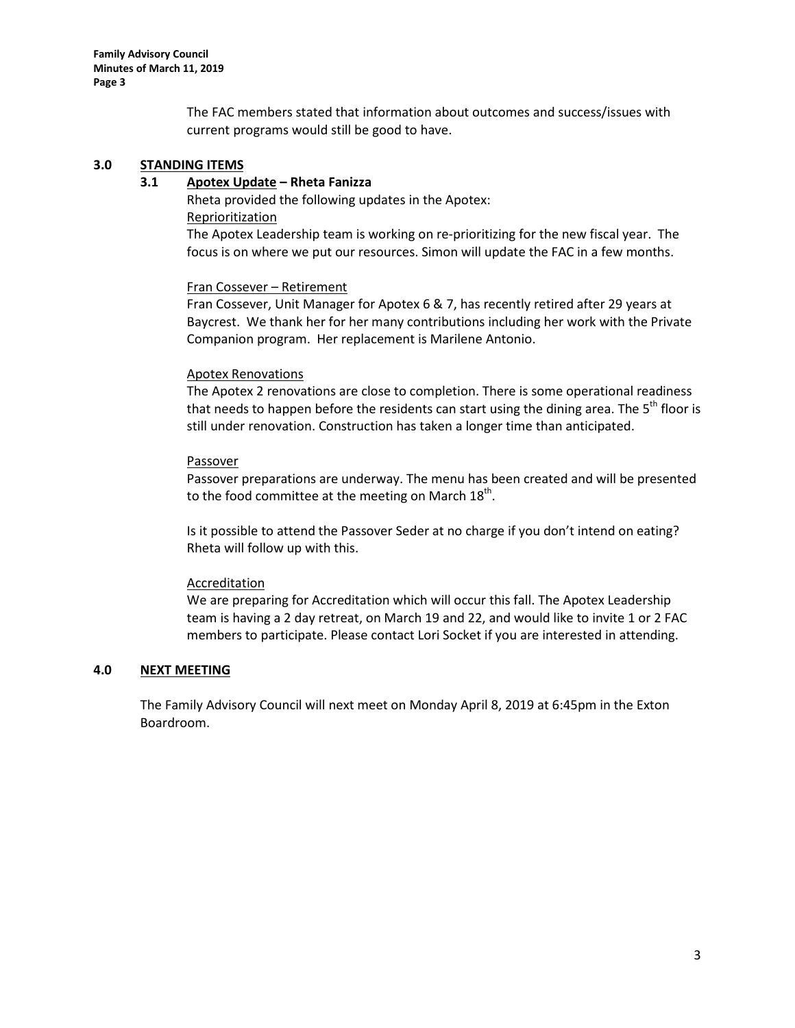The FAC members stated that information about outcomes and success/issues with current programs would still be good to have.

## 3.0 STANDING ITEMS

### 3.1 Apotex Update – Rheta Fanizza

Rheta provided the following updates in the Apotex:

Reprioritization

The Apotex Leadership team is working on re-prioritizing for the new fiscal year. The focus is on where we put our resources. Simon will update the FAC in a few months.

Fran Cossever – Retirement

Fran Cossever, Unit Manager for Apotex 6 & 7, has recently retired after 29 years at Baycrest. We thank her for her many contributions including her work with the Private Companion program. Her replacement is Marilene Antonio.

Apotex Renovations

The Apotex 2 renovations are close to completion. There is some operational readiness that needs to happen before the residents can start using the dining area. The 5th floor is still under renovation. Construction has taken a longer time than anticipated.

Passover

Passover preparations are underway. The menu has been created and will be presented to the food committee at the meeting on March 18th.

Is it possible to attend the Passover Seder at no charge if you don't intend on eating? Rheta will follow up with this.

Accreditation

We are preparing for Accreditation which will occur this fall. The Apotex Leadership team is having a 2 day retreat, on March 19 and 22, and would like to invite 1 or 2 FAC members to participate. Please contact Lori Socket if you are interested in attending.

## 4.0 NEXT MEETING

The Family Advisory Council will next meet on Monday April 8, 2019 at 6:45pm in the Exton Boardroom.